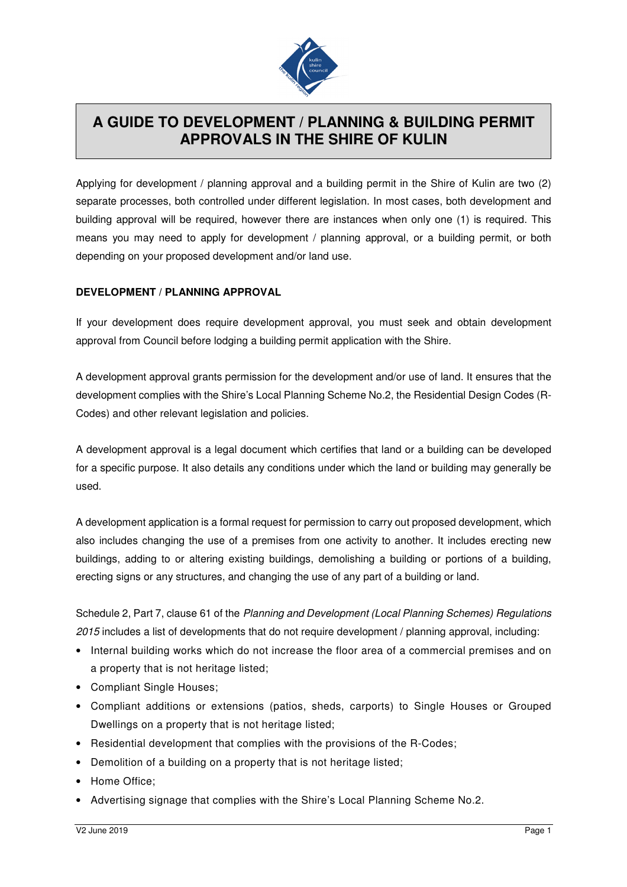# A GUIDE TO DEVELOPMENT / PLANNING & BUILDING PERMIT APPROVALS IN THE SHIRE OF KULIN

Applying for development / planning approval and a building permit in the Shire of Kulin are two (2) separate processes, both controlled under different legislation. In most cases, both development and building approval will be required, however there are instances when only one (1) is required. This means you may need to apply for development / planning approval, or a building permit, or both depending on your proposed development and/or land use.

## DEVELOPMENT / PLANNING APPROVAL

If your development does require development approval, you must seek and obtain development approval from Council before lodging a building permit application with the Shire.

A development approval grants permission for the development and/or use of land. It ensures that the development complies with the Shire's Local Planning Scheme No.2, the Residential Design Codes (R-Codes) and other relevant legislation and policies.

A development approval is a legal document which certifies that land or a building can be developed for a specific purpose. It also details any conditions under which the land or building may generally be used.

A development application is a formal request for permission to carry out proposed development, which also includes changing the use of a premises from one activity to another. It includes erecting new buildings, adding to or altering existing buildings, demolishing a building or portions of a building, erecting signs or any structures, and changing the use of any part of a building or land.

Schedule 2, Part 7, clause 61 of the *Planning and Development (Local Planning Schemes) Regulations 2015* includes a list of developments that do not require development / planning approval, including:

- Internal building works which do not increase the floor area of a commercial premises and on a property that is not heritage listed;
- Compliant Single Houses;
- Compliant additions or extensions (patios, sheds, carports) to Single Houses or Grouped Dwellings on a property that is not heritage listed;
- Residential development that complies with the provisions of the R-Codes;
- Demolition of a building on a property that is not heritage listed;
- Home Office;
- Advertising signage that complies with the Shire's Local Planning Scheme No.2.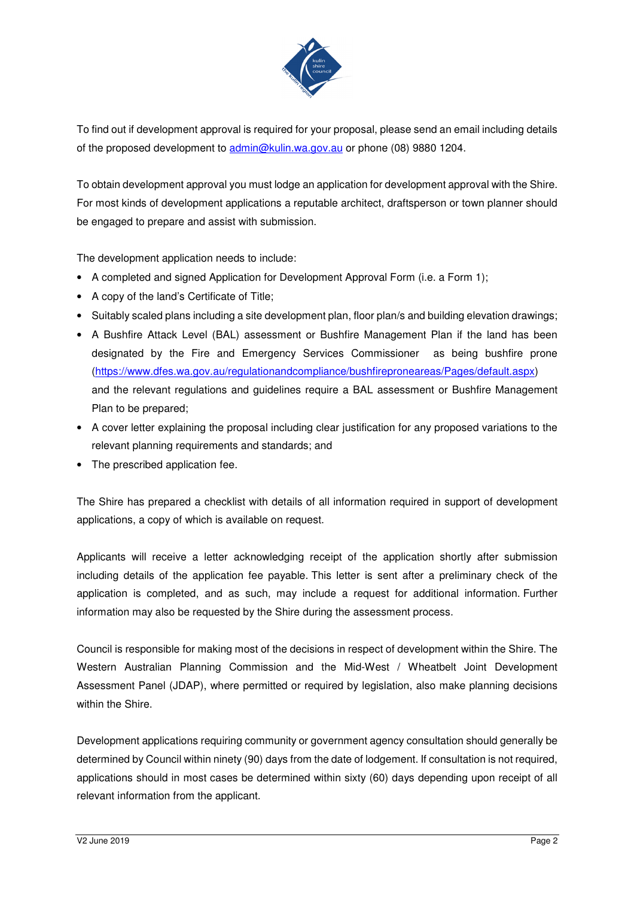To find out if development approval is required for your proposal, please send an email including details of the proposed development to admin@kulin.wa.gov.au or phone (08) 9880 1204.

To obtain development approval you must lodge an application for development approval with the Shire. For most kinds of development applications a reputable architect, draftsperson or town planner should be engaged to prepare and assist with submission.

The development application needs to include:

- A completed and signed Application for Development Approval Form (i.e. a Form 1);
- A copy of the land's Certificate of Title;
- Suitably scaled plans including a site development plan, floor plan/s and building elevation drawings;
- A Bushfire Attack Level (BAL) assessment or Bushfire Management Plan if the land has been designated by the Fire and Emergency Services Commissioner as being bushfire prone (https://www.dfes.wa.gov.au/regulationandcompliance/bushfireproneareas/Pages/default.aspx) and the relevant regulations and guidelines require a BAL assessment or Bushfire Management Plan to be prepared;
- A cover letter explaining the proposal including clear justification for any proposed variations to the relevant planning requirements and standards; and
- The prescribed application fee.

The Shire has prepared a checklist with details of all information required in support of development applications, a copy of which is available on request.

Applicants will receive a letter acknowledging receipt of the application shortly after submission including details of the application fee payable. This letter is sent after a preliminary check of the application is completed, and as such, may include a request for additional information. Further information may also be requested by the Shire during the assessment process.

Council is responsible for making most of the decisions in respect of development within the Shire. The Western Australian Planning Commission and the Mid-West / Wheatbelt Joint Development Assessment Panel (JDAP), where permitted or required by legislation, also make planning decisions within the Shire.

Development applications requiring community or government agency consultation should generally be determined by Council within ninety (90) days from the date of lodgement. If consultation is not required, applications should in most cases be determined within sixty (60) days depending upon receipt of all relevant information from the applicant.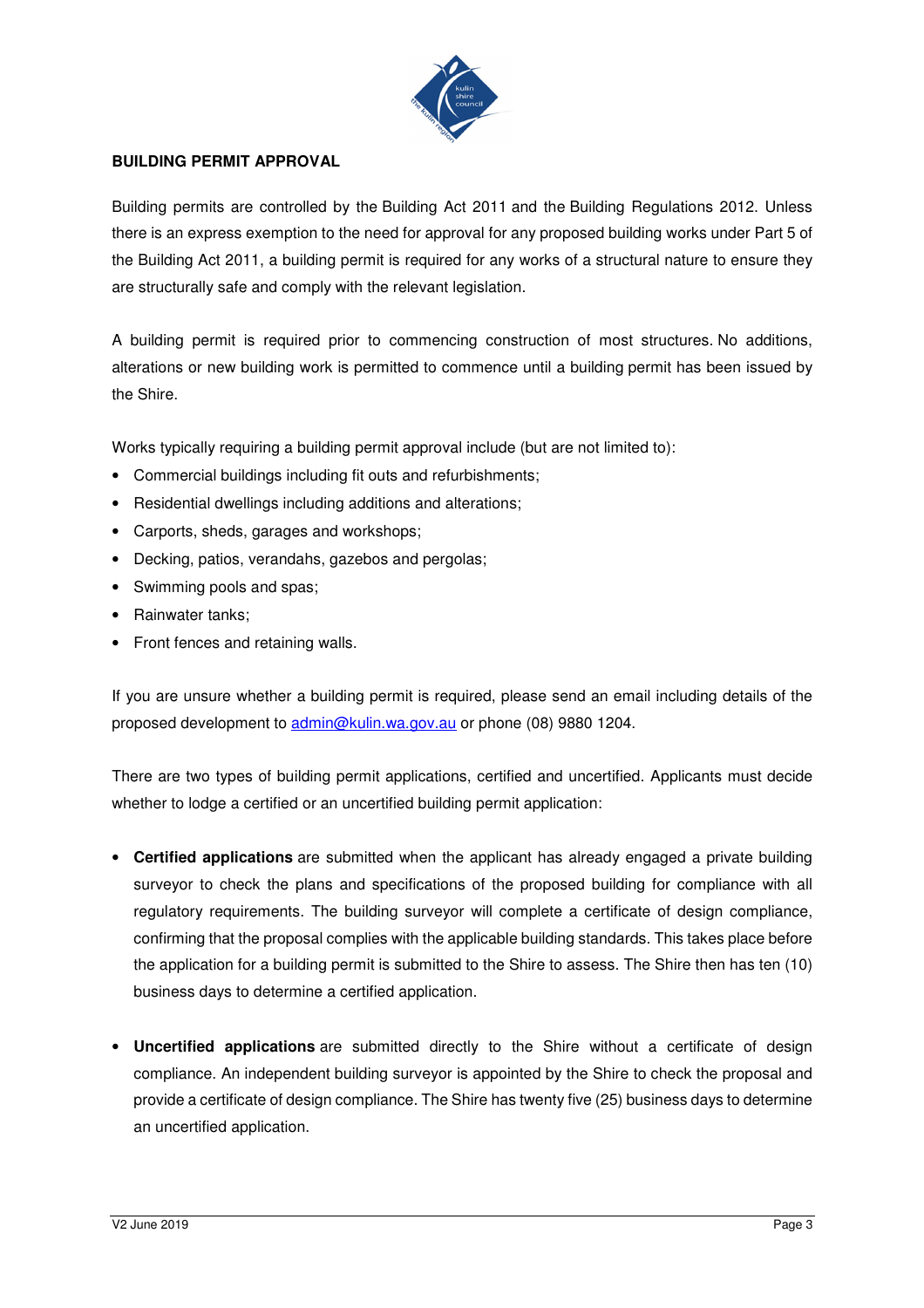## BUILDING PERMIT APPROVAL

Building permits are controlled by the Building Act 2011 and the Building Regulations 2012. Unless there is an express exemption to the need for approval for any proposed building works under Part 5 of the Building Act 2011, a building permit is required for any works of a structural nature to ensure they are structurally safe and comply with the relevant legislation.

A building permit is required prior to commencing construction of most structures. No additions, alterations or new building work is permitted to commence until a building permit has been issued by the Shire.

Works typically requiring a building permit approval include (but are not limited to):

- Commercial buildings including fit outs and refurbishments;
- Residential dwellings including additions and alterations;
- Carports, sheds, garages and workshops;
- Decking, patios, verandahs, gazebos and pergolas;
- Swimming pools and spas;
- Rainwater tanks;
- Front fences and retaining walls.

If you are unsure whether a building permit is required, please send an email including details of the proposed development to admin@kulin.wa.gov.au or phone (08) 9880 1204.

There are two types of building permit applications, certified and uncertified. Applicants must decide whether to lodge a certified or an uncertified building permit application:

- **Certified applications** are submitted when the applicant has already engaged a private building surveyor to check the plans and specifications of the proposed building for compliance with all regulatory requirements. The building surveyor will complete a certificate of design compliance, confirming that the proposal complies with the applicable building standards. This takes place before the application for a building permit is submitted to the Shire to assess. The Shire then has ten (10) business days to determine a certified application.

- **Uncertified applications** are submitted directly to the Shire without a certificate of design compliance. An independent building surveyor is appointed by the Shire to check the proposal and provide a certificate of design compliance. The Shire has twenty five (25) business days to determine an uncertified application.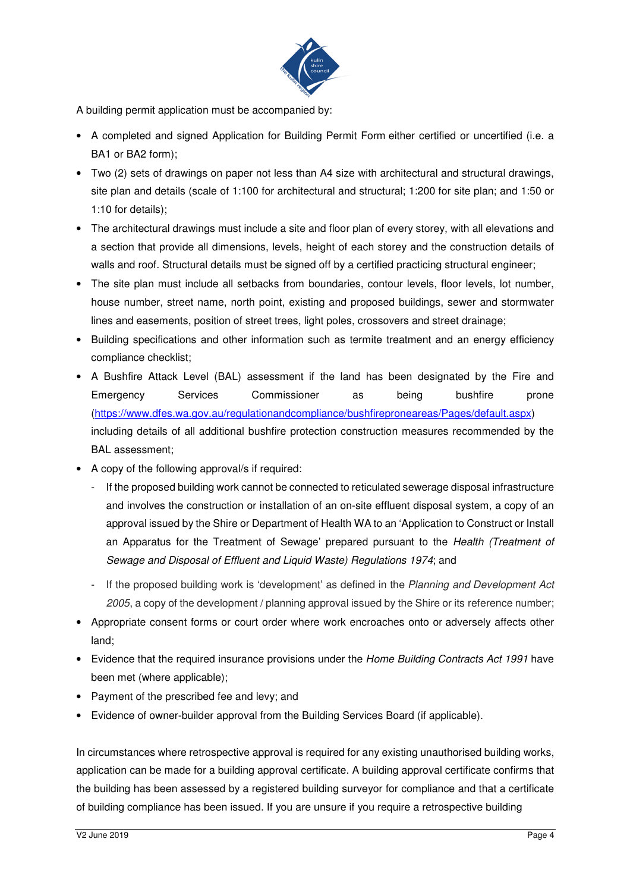A building permit application must be accompanied by:

- A completed and signed Application for Building Permit Form either certified or uncertified (i.e. a BA1 or BA2 form);
- Two (2) sets of drawings on paper not less than A4 size with architectural and structural drawings, site plan and details (scale of 1:100 for architectural and structural; 1:200 for site plan; and 1:50 or 1:10 for details);
- The architectural drawings must include a site and floor plan of every storey, with all elevations and a section that provide all dimensions, levels, height of each storey and the construction details of walls and roof. Structural details must be signed off by a certified practicing structural engineer;
- The site plan must include all setbacks from boundaries, contour levels, floor levels, lot number, house number, street name, north point, existing and proposed buildings, sewer and stormwater lines and easements, position of street trees, light poles, crossovers and street drainage;
- Building specifications and other information such as termite treatment and an energy efficiency compliance checklist;
- A Bushfire Attack Level (BAL) assessment if the land has been designated by the Fire and Emergency Services Commissioner as being bushfire prone (https://www.dfes.wa.gov.au/regulationandcompliance/bushfireproneareas/Pages/default.aspx) including details of all additional bushfire protection construction measures recommended by the BAL assessment;
- A copy of the following approval/s if required:
  - If the proposed building work cannot be connected to reticulated sewerage disposal infrastructure and involves the construction or installation of an on-site effluent disposal system, a copy of an approval issued by the Shire or Department of Health WA to an 'Application to Construct or Install an Apparatus for the Treatment of Sewage' prepared pursuant to the *Health (Treatment of Sewage and Disposal of Effluent and Liquid Waste) Regulations 1974*; and
  - If the proposed building work is 'development' as defined in the *Planning and Development Act 2005*, a copy of the development / planning approval issued by the Shire or its reference number;
- Appropriate consent forms or court order where work encroaches onto or adversely affects other land;
- Evidence that the required insurance provisions under the *Home Building Contracts Act 1991* have been met (where applicable);
- Payment of the prescribed fee and levy; and
- Evidence of owner-builder approval from the Building Services Board (if applicable).

In circumstances where retrospective approval is required for any existing unauthorised building works, application can be made for a building approval certificate. A building approval certificate confirms that the building has been assessed by a registered building surveyor for compliance and that a certificate of building compliance has been issued. If you are unsure if you require a retrospective building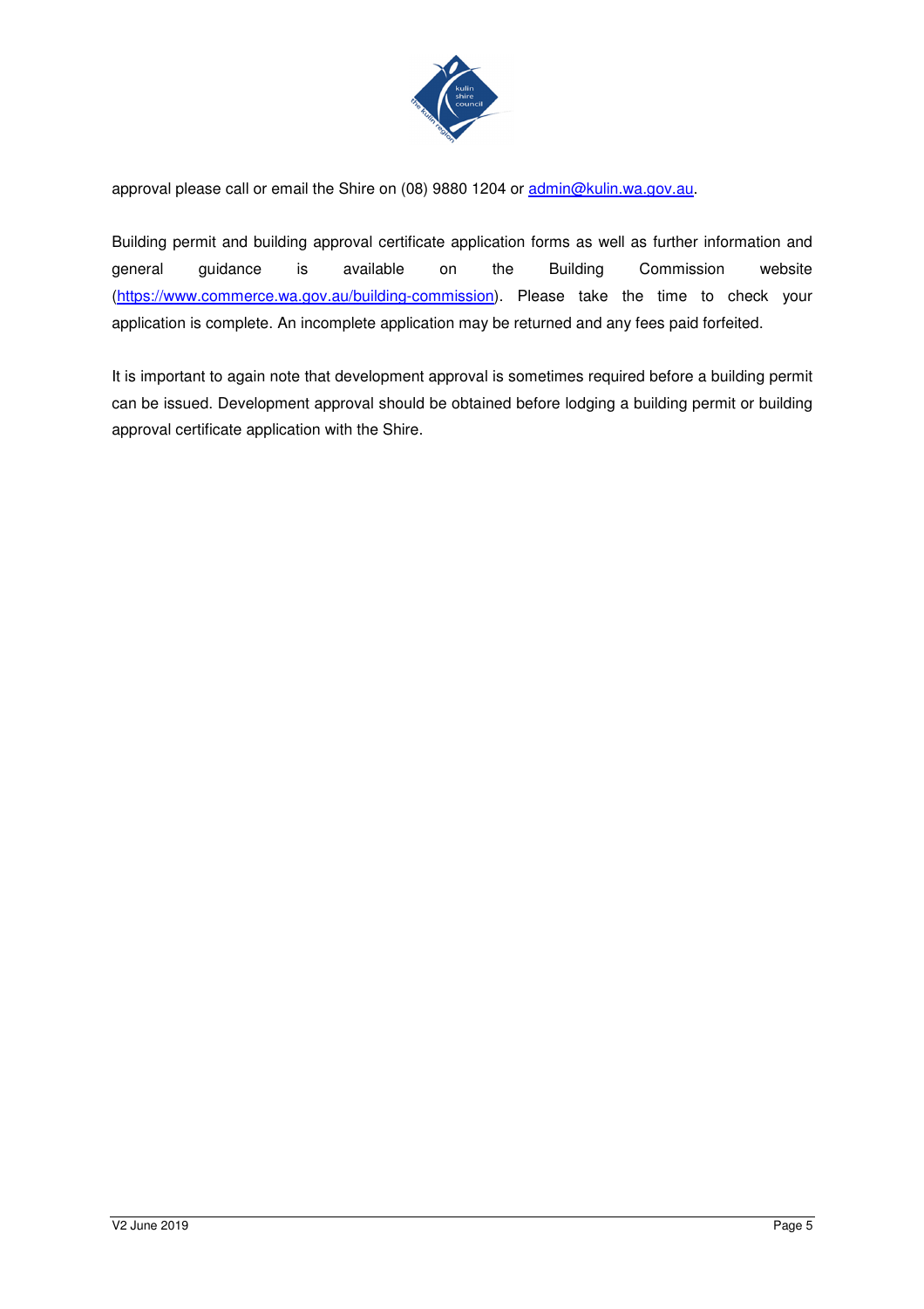approval please call or email the Shire on (08) 9880 1204 or admin@kulin.wa.gov.au.

Building permit and building approval certificate application forms as well as further information and general guidance is available on the Building Commission website (https://www.commerce.wa.gov.au/building-commission). Please take the time to check your application is complete. An incomplete application may be returned and any fees paid forfeited.

It is important to again note that development approval is sometimes required before a building permit can be issued. Development approval should be obtained before lodging a building permit or building approval certificate application with the Shire.